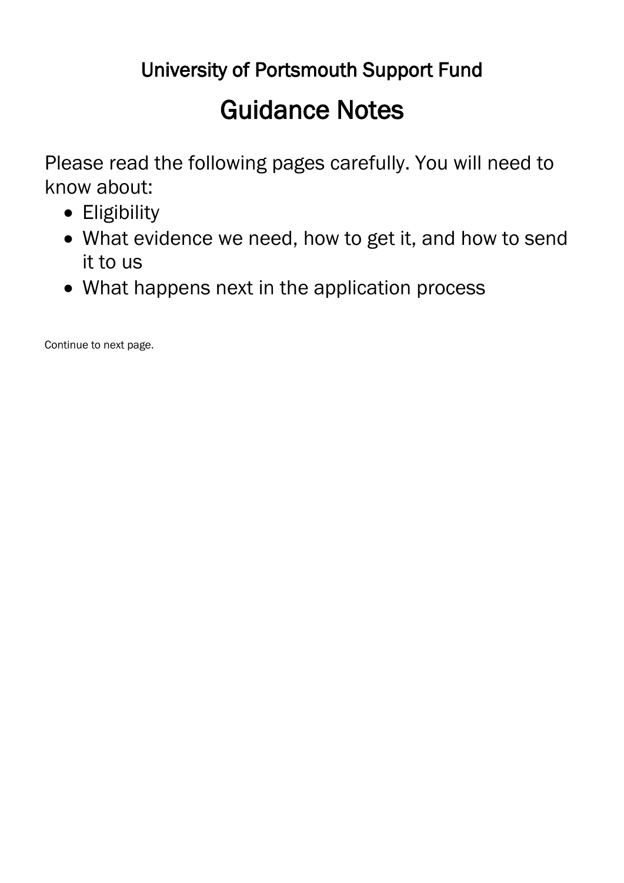## University of Portsmouth Support Fund

# Guidance Notes

Please read the following pages carefully. You will need to know about:

- Eligibility
- What evidence we need, how to get it, and how to send it to us
- What happens next in the application process

Continue to next page.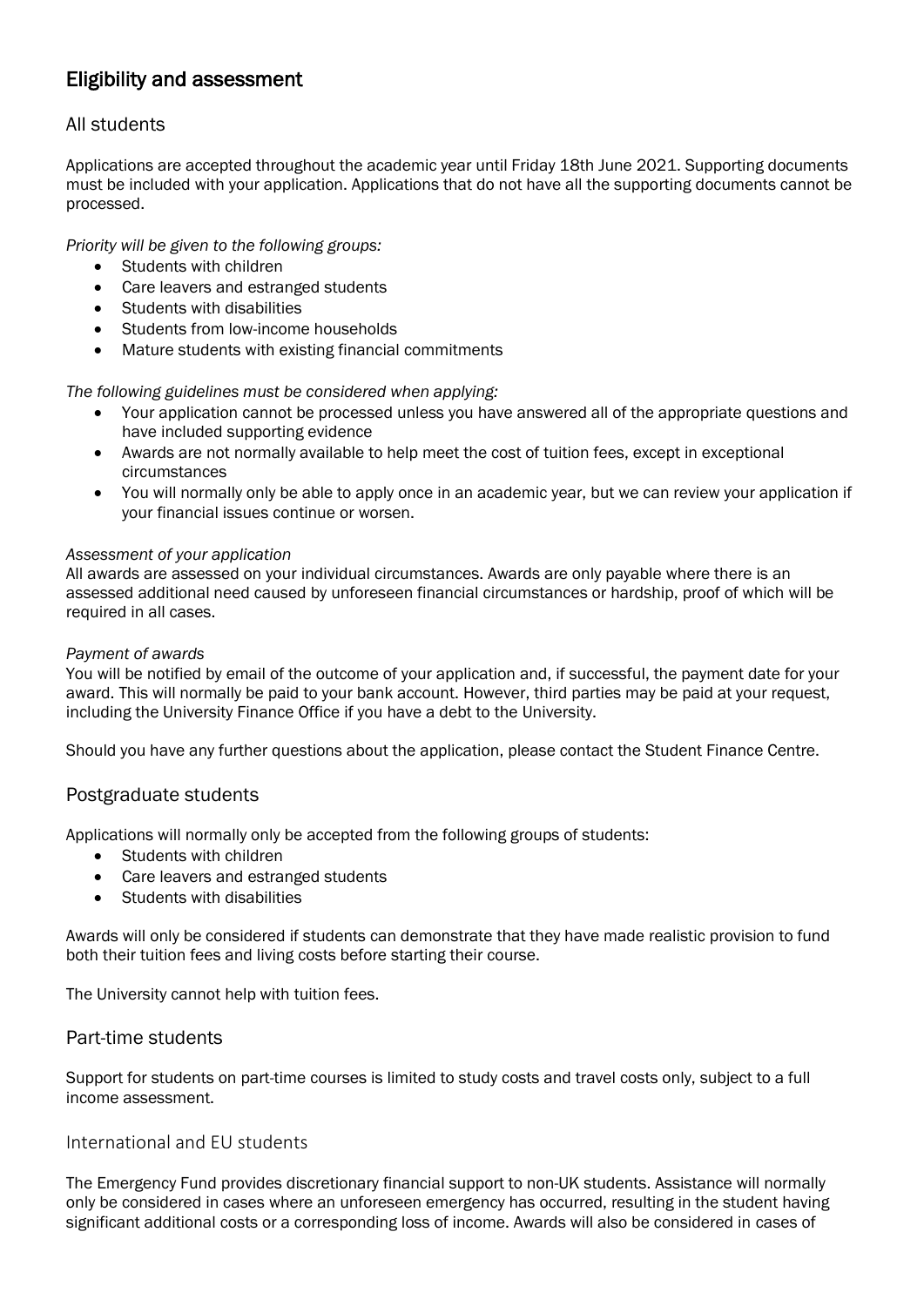## Eligibility and assessment

### All students

Applications are accepted throughout the academic year until Friday 18th June 2021. Supporting documents must be included with your application. Applications that do not have all the supporting documents cannot be processed.

*Priority will be given to the following groups:*

- Students with children
- Care leavers and estranged students
- Students with disabilities
- Students from low-income households
- Mature students with existing financial commitments

*The following guidelines must be considered when applying:*

- Your application cannot be processed unless you have answered all of the appropriate questions and have included supporting evidence
- Awards are not normally available to help meet the cost of tuition fees, except in exceptional circumstances
- You will normally only be able to apply once in an academic year, but we can review your application if your financial issues continue or worsen.

*Assessment of your application*

All awards are assessed on your individual circumstances. Awards are only payable where there is an assessed additional need caused by unforeseen financial circumstances or hardship, proof of which will be required in all cases.

*Payment of awards*

You will be notified by email of the outcome of your application and, if successful, the payment date for your award. This will normally be paid to your bank account. However, third parties may be paid at your request, including the University Finance Office if you have a debt to the University.

Should you have any further questions about the application, please contact the Student Finance Centre.

### Postgraduate students

Applications will normally only be accepted from the following groups of students:

- Students with children
- Care leavers and estranged students
- Students with disabilities

Awards will only be considered if students can demonstrate that they have made realistic provision to fund both their tuition fees and living costs before starting their course.

The University cannot help with tuition fees.

### Part-time students

Support for students on part-time courses is limited to study costs and travel costs only, subject to a full income assessment.

#### International and EU students

The Emergency Fund provides discretionary financial support to non-UK students. Assistance will normally only be considered in cases where an unforeseen emergency has occurred, resulting in the student having significant additional costs or a corresponding loss of income. Awards will also be considered in cases of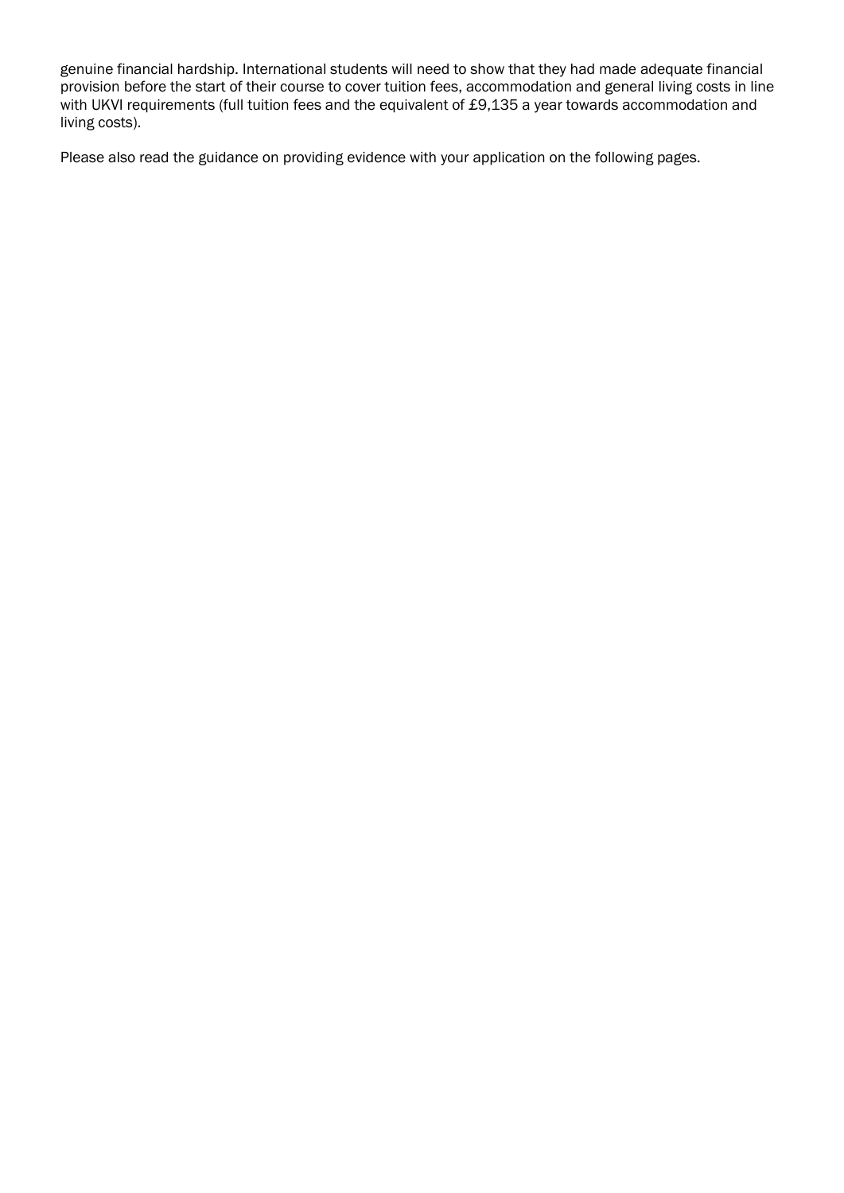genuine financial hardship. International students will need to show that they had made adequate financial provision before the start of their course to cover tuition fees, accommodation and general living costs in line with UKVI requirements (full tuition fees and the equivalent of £9,135 a year towards accommodation and living costs).

Please also read the guidance on providing evidence with your application on the following pages.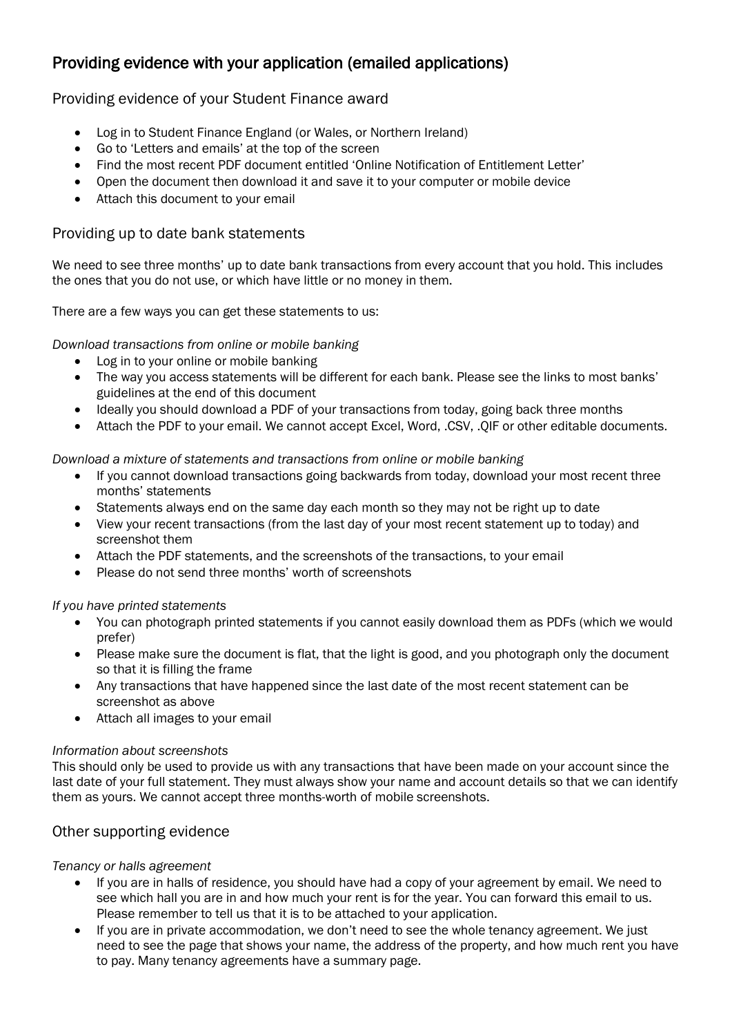# Providing evidence with your application (emailed applications)

## Providing evidence of your Student Finance award

- Log in to Student Finance England (or Wales, or Northern Ireland)
- Go to 'Letters and emails' at the top of the screen
- Find the most recent PDF document entitled 'Online Notification of Entitlement Letter'
- Open the document then download it and save it to your computer or mobile device
- Attach this document to your email

## Providing up to date bank statements

We need to see three months' up to date bank transactions from every account that you hold. This includes the ones that you do not use, or which have little or no money in them.

There are a few ways you can get these statements to us:

*Download transactions from online or mobile banking*

- Log in to your online or mobile banking
- The way you access statements will be different for each bank. Please see the links to most banks' guidelines at the end of this document
- Ideally you should download a PDF of your transactions from today, going back three months
- Attach the PDF to your email. We cannot accept Excel, Word, .CSV, .QIF or other editable documents.

*Download a mixture of statements and transactions from online or mobile banking*

- If you cannot download transactions going backwards from today, download your most recent three months' statements
- Statements always end on the same day each month so they may not be right up to date
- View your recent transactions (from the last day of your most recent statement up to today) and screenshot them
- Attach the PDF statements, and the screenshots of the transactions, to your email
- Please do not send three months' worth of screenshots

*If you have printed statements*

- You can photograph printed statements if you cannot easily download them as PDFs (which we would prefer)
- Please make sure the document is flat, that the light is good, and you photograph only the document so that it is filling the frame
- Any transactions that have happened since the last date of the most recent statement can be screenshot as above
- Attach all images to your email

*Information about screenshots*

This should only be used to provide us with any transactions that have been made on your account since the last date of your full statement. They must always show your name and account details so that we can identify them as yours. We cannot accept three months-worth of mobile screenshots.

## Other supporting evidence

*Tenancy or halls agreement*

- If you are in halls of residence, you should have had a copy of your agreement by email. We need to see which hall you are in and how much your rent is for the year. You can forward this email to us. Please remember to tell us that it is to be attached to your application.
- If you are in private accommodation, we don't need to see the whole tenancy agreement. We just need to see the page that shows your name, the address of the property, and how much rent you have to pay. Many tenancy agreements have a summary page.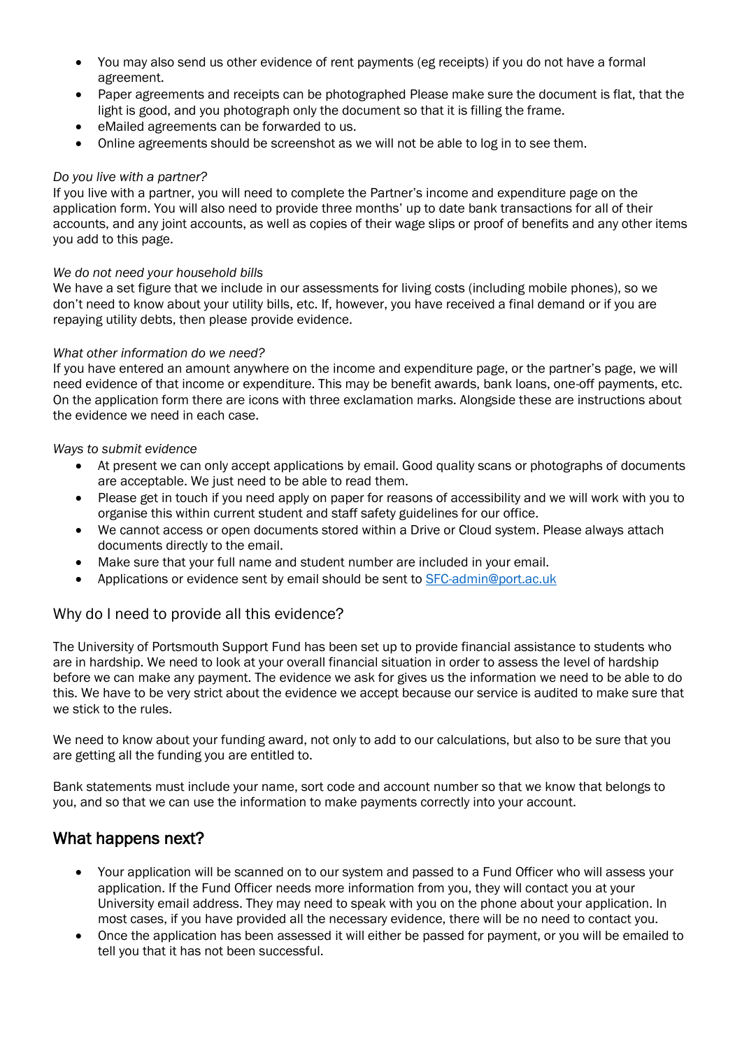- You may also send us other evidence of rent payments (eg receipts) if you do not have a formal agreement.
- Paper agreements and receipts can be photographed Please make sure the document is flat, that the light is good, and you photograph only the document so that it is filling the frame.
- eMailed agreements can be forwarded to us.
- Online agreements should be screenshot as we will not be able to log in to see them.

*Do you live with a partner?*
If you live with a partner, you will need to complete the Partner's income and expenditure page on the application form. You will also need to provide three months' up to date bank transactions for all of their accounts, and any joint accounts, as well as copies of their wage slips or proof of benefits and any other items you add to this page.

*We do not need your household bills*
We have a set figure that we include in our assessments for living costs (including mobile phones), so we don't need to know about your utility bills, etc. If, however, you have received a final demand or if you are repaying utility debts, then please provide evidence.

*What other information do we need?*
If you have entered an amount anywhere on the income and expenditure page, or the partner's page, we will need evidence of that income or expenditure. This may be benefit awards, bank loans, one-off payments, etc. On the application form there are icons with three exclamation marks. Alongside these are instructions about the evidence we need in each case.

*Ways to submit evidence*

- At present we can only accept applications by email. Good quality scans or photographs of documents are acceptable. We just need to be able to read them.
- Please get in touch if you need apply on paper for reasons of accessibility and we will work with you to organise this within current student and staff safety guidelines for our office.
- We cannot access or open documents stored within a Drive or Cloud system. Please always attach documents directly to the email.
- Make sure that your full name and student number are included in your email.
- Applications or evidence sent by email should be sent to [SFC-admin@port.ac.uk](mailto:SFC-admin@port.ac.uk)

### Why do I need to provide all this evidence?

The University of Portsmouth Support Fund has been set up to provide financial assistance to students who are in hardship. We need to look at your overall financial situation in order to assess the level of hardship before we can make any payment. The evidence we ask for gives us the information we need to be able to do this. We have to be very strict about the evidence we accept because our service is audited to make sure that we stick to the rules.

We need to know about your funding award, not only to add to our calculations, but also to be sure that you are getting all the funding you are entitled to.

Bank statements must include your name, sort code and account number so that we know that belongs to you, and so that we can use the information to make payments correctly into your account.

## What happens next?

- Your application will be scanned on to our system and passed to a Fund Officer who will assess your application. If the Fund Officer needs more information from you, they will contact you at your University email address. They may need to speak with you on the phone about your application. In most cases, if you have provided all the necessary evidence, there will be no need to contact you.
- Once the application has been assessed it will either be passed for payment, or you will be emailed to tell you that it has not been successful.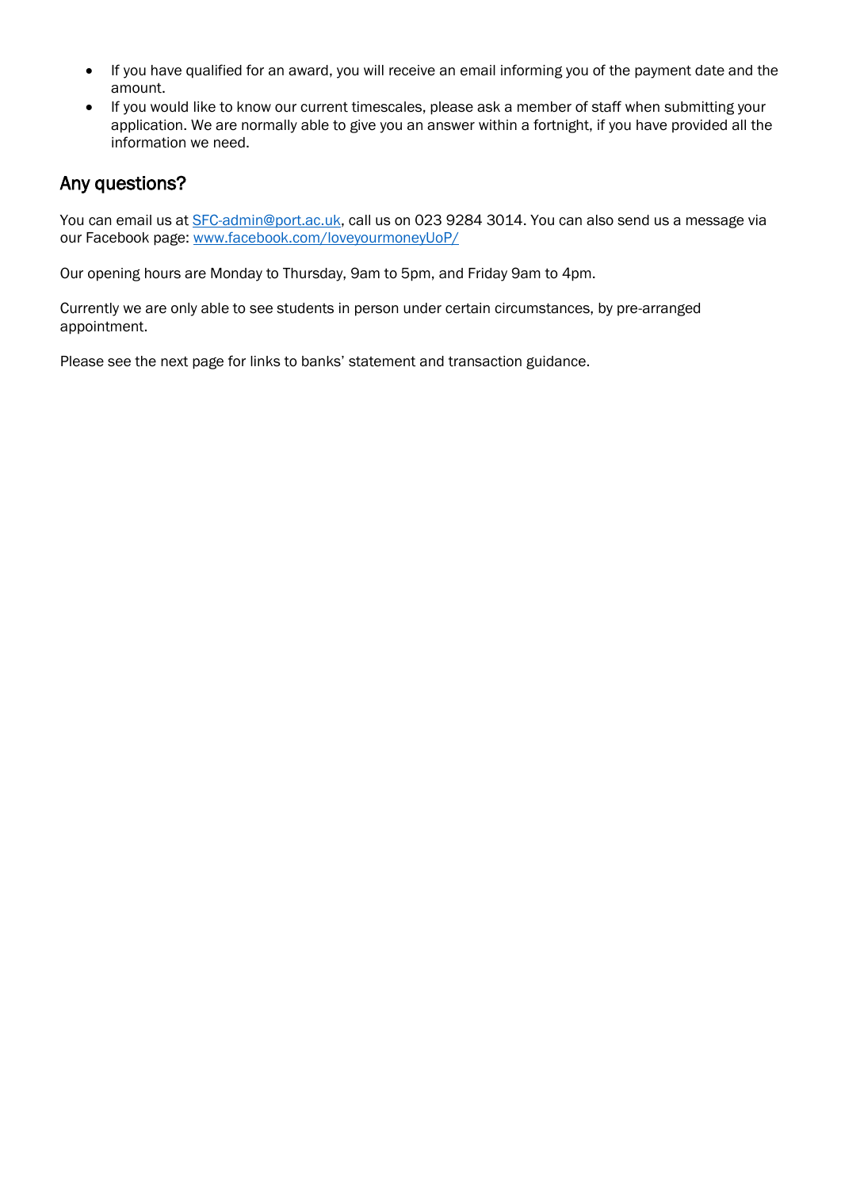- If you have qualified for an award, you will receive an email informing you of the payment date and the amount.
- If you would like to know our current timescales, please ask a member of staff when submitting your application. We are normally able to give you an answer within a fortnight, if you have provided all the information we need.

## Any questions?

You can email us at [SFC-admin@port.ac.uk](mailto:SFC-admin@port.ac.uk), call us on 023 9284 3014. You can also send us a message via our Facebook page: [www.facebook.com/loveyourmoneyUoP/](http://www.facebook.com/loveyourmoneyUoP/)

Our opening hours are Monday to Thursday, 9am to 5pm, and Friday 9am to 4pm.

Currently we are only able to see students in person under certain circumstances, by pre-arranged appointment.

Please see the next page for links to banks' statement and transaction guidance.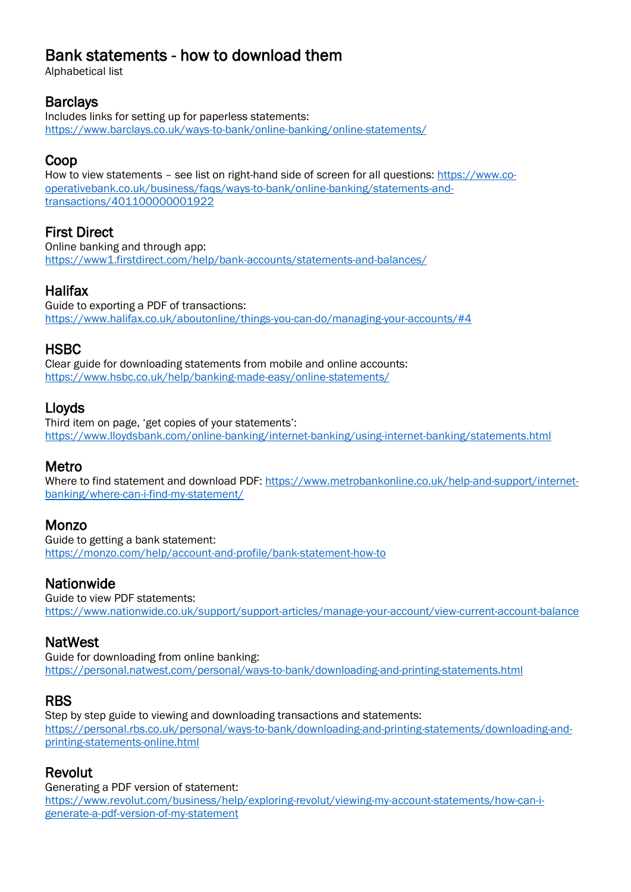# Bank statements - how to download them

Alphabetical list

## Barclays

Includes links for setting up for paperless statements:
https://www.barclays.co.uk/ways-to-bank/online-banking/online-statements/

## Coop

How to view statements – see list on right-hand side of screen for all questions: https://www.co-operativebank.co.uk/business/faqs/ways-to-bank/online-banking/statements-and-transactions/401100000001922

## First Direct

Online banking and through app:
https://www1.firstdirect.com/help/bank-accounts/statements-and-balances/

## Halifax

Guide to exporting a PDF of transactions:
https://www.halifax.co.uk/aboutonline/things-you-can-do/managing-your-accounts/#4

## HSBC

Clear guide for downloading statements from mobile and online accounts:
https://www.hsbc.co.uk/help/banking-made-easy/online-statements/

## Lloyds

Third item on page, 'get copies of your statements':
https://www.lloydsbank.com/online-banking/internet-banking/using-internet-banking/statements.html

## Metro

Where to find statement and download PDF: https://www.metrobankonline.co.uk/help-and-support/internet-banking/where-can-i-find-my-statement/

## Monzo

Guide to getting a bank statement:
https://monzo.com/help/account-and-profile/bank-statement-how-to

## Nationwide

Guide to view PDF statements:
https://www.nationwide.co.uk/support/support-articles/manage-your-account/view-current-account-balance

## NatWest

Guide for downloading from online banking:
https://personal.natwest.com/personal/ways-to-bank/downloading-and-printing-statements.html

## RBS

Step by step guide to viewing and downloading transactions and statements:
https://personal.rbs.co.uk/personal/ways-to-bank/downloading-and-printing-statements/downloading-and-printing-statements-online.html

## Revolut

Generating a PDF version of statement:
https://www.revolut.com/business/help/exploring-revolut/viewing-my-account-statements/how-can-i-generate-a-pdf-version-of-my-statement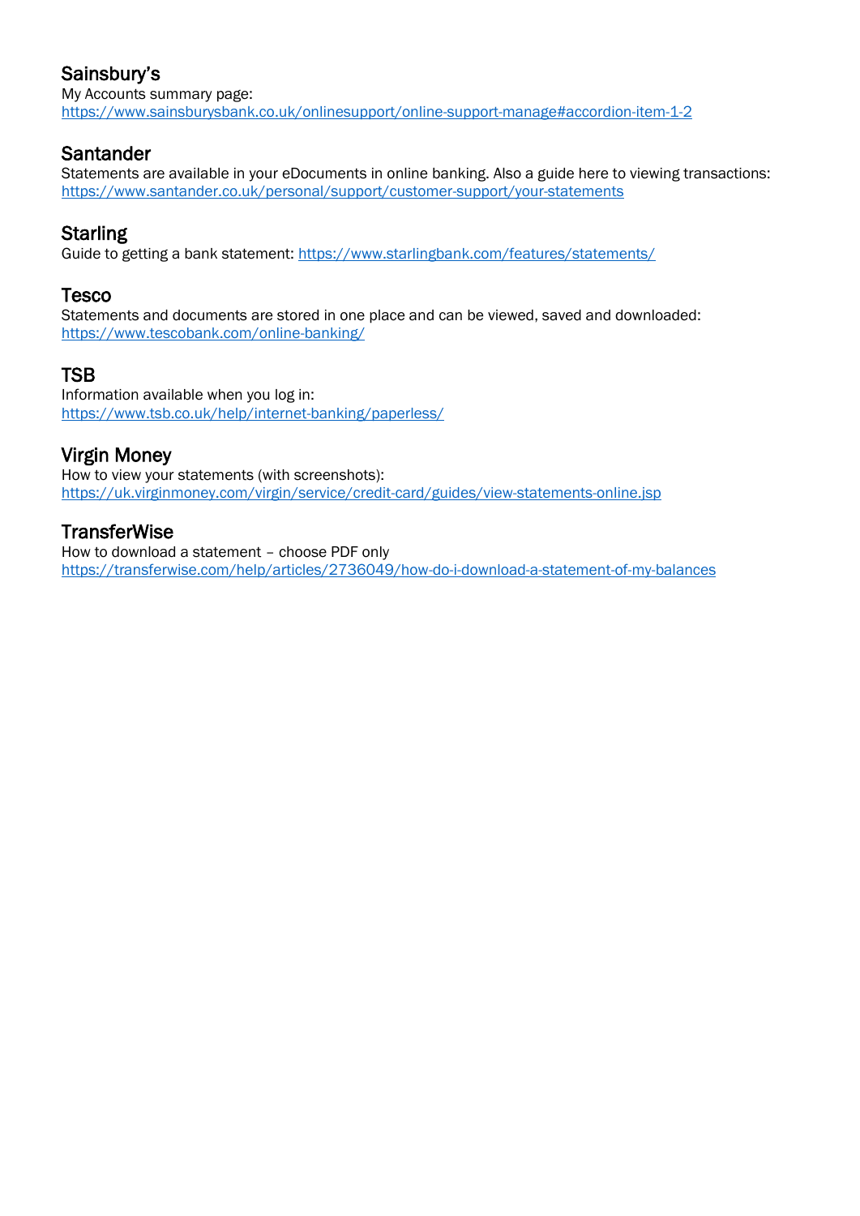## Sainsbury's

My Accounts summary page:
https://www.sainsburysbank.co.uk/onlinesupport/online-support-manage#accordion-item-1-2

## Santander

Statements are available in your eDocuments in online banking. Also a guide here to viewing transactions:
https://www.santander.co.uk/personal/support/customer-support/your-statements

## Starling

Guide to getting a bank statement: https://www.starlingbank.com/features/statements/

## Tesco

Statements and documents are stored in one place and can be viewed, saved and downloaded:
https://www.tescobank.com/online-banking/

## TSB

Information available when you log in:
https://www.tsb.co.uk/help/internet-banking/paperless/

## Virgin Money

How to view your statements (with screenshots):
https://uk.virginmoney.com/virgin/service/credit-card/guides/view-statements-online.jsp

## TransferWise

How to download a statement – choose PDF only
https://transferwise.com/help/articles/2736049/how-do-i-download-a-statement-of-my-balances